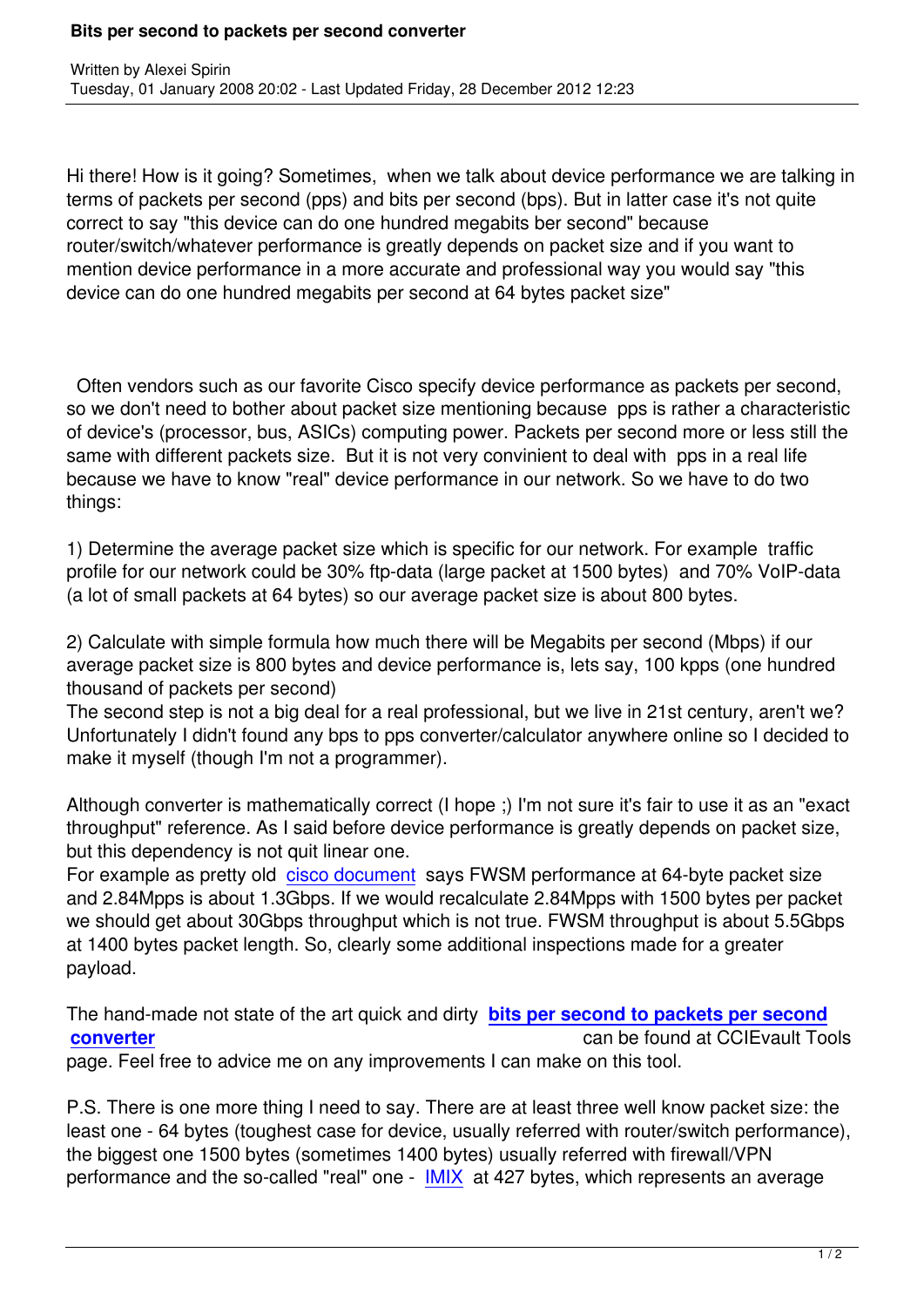# Bits per second to packets per second converter

Written by Alexei Spirin
Tuesday, 01 January 2008 20:02 - Last Updated Friday, 28 December 2012 12:23

Hi there! How is it going? Sometimes, when we talk about device performance we are talking in terms of packets per second (pps) and bits per second (bps). But in latter case it's not quite correct to say "this device can do one hundred megabits ber second" because router/switch/whatever performance is greatly depends on packet size and if you want to mention device performance in a more accurate and professional way you would say "this device can do one hundred megabits per second at 64 bytes packet size"

Often vendors such as our favorite Cisco specify device performance as packets per second, so we don't need to bother about packet size mentioning because pps is rather a characteristic of device's (processor, bus, ASICs) computing power. Packets per second more or less still the same with different packets size. But it is not very convinient to deal with pps in a real life because we have to know "real" device performance in our network. So we have to do two things:

1) Determine the average packet size which is specific for our network. For example traffic profile for our network could be 30% ftp-data (large packet at 1500 bytes) and 70% VoIP-data (a lot of small packets at 64 bytes) so our average packet size is about 800 bytes.

2) Calculate with simple formula how much there will be Megabits per second (Mbps) if our average packet size is 800 bytes and device performance is, lets say, 100 kpps (one hundred thousand of packets per second)
The second step is not a big deal for a real professional, but we live in 21st century, aren't we? Unfortunately I didn't found any bps to pps converter/calculator anywhere online so I decided to make it myself (though I'm not a programmer).

Although converter is mathematically correct (I hope ;) I'm not sure it's fair to use it as an "exact throughput" reference. As I said before device performance is greatly depends on packet size, but this dependency is not quit linear one.
For example as pretty old cisco document says FWSM performance at 64-byte packet size and 2.84Mpps is about 1.3Gbps. If we would recalculate 2.84Mpps with 1500 bytes per packet we should get about 30Gbps throughput which is not true. FWSM throughput is about 5.5Gbps at 1400 bytes packet length. So, clearly some additional inspections made for a greater payload.

The hand-made not state of the art quick and dirty **bits per second to packets per second converter** can be found at CCIEvault Tools page. Feel free to advice me on any improvements I can make on this tool.

P.S. There is one more thing I need to say. There are at least three well know packet size: the least one - 64 bytes (toughest case for device, usually referred with router/switch performance), the biggest one 1500 bytes (sometimes 1400 bytes) usually referred with firewall/VPN performance and the so-called "real" one - IMIX at 427 bytes, which represents an average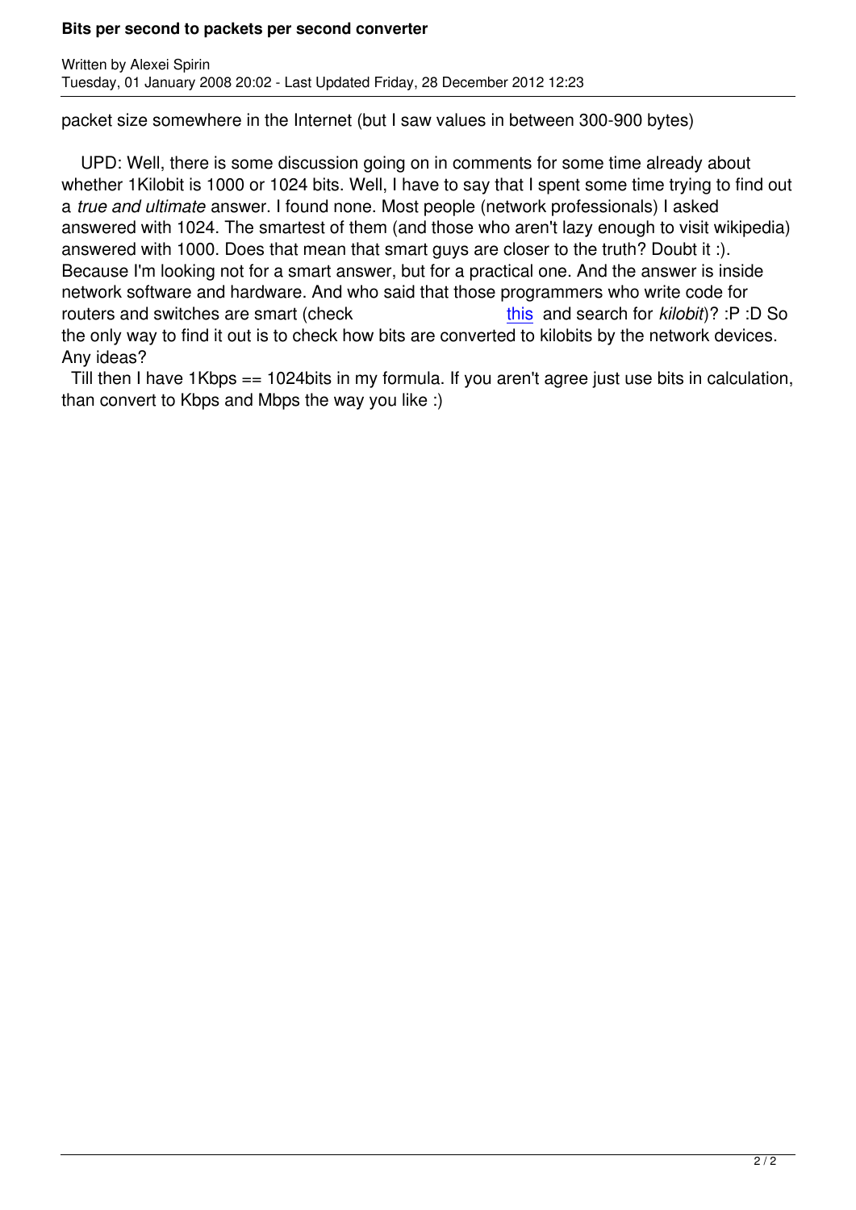packet size somewhere in the Internet (but I saw values in between 300-900 bytes)

UPD: Well, there is some discussion going on in comments for some time already about whether 1Kilobit is 1000 or 1024 bits. Well, I have to say that I spent some time trying to find out a *true and ultimate* answer. I found none. Most people (network professionals) I asked answered with 1024. The smartest of them (and those who aren't lazy enough to visit wikipedia) answered with 1000. Does that mean that smart guys are closer to the truth? Doubt it :). Because I'm looking not for a smart answer, but for a practical one. And the answer is inside network software and hardware. And who said that those programmers who write code for routers and switches are smart (check this and search for *kilobit*)? :P :D So the only way to find it out is to check how bits are converted to kilobits by the network devices. Any ideas?

Till then I have 1Kbps == 1024bits in my formula. If you aren't agree just use bits in calculation, than convert to Kbps and Mbps the way you like :)